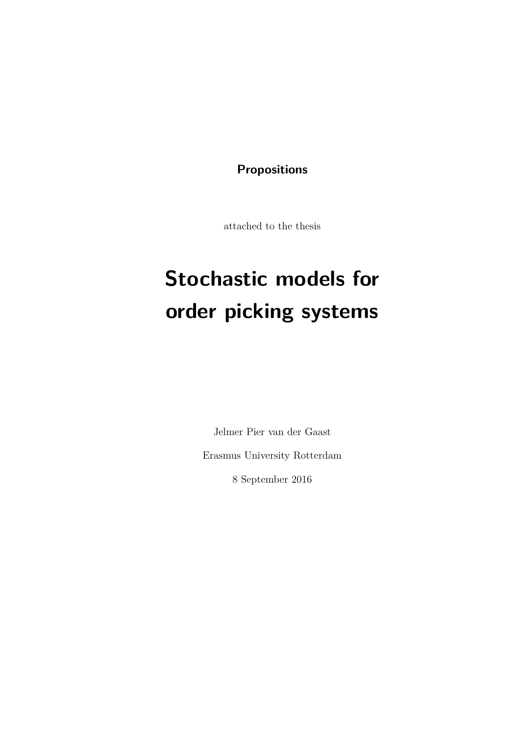**Propositions**

attached to the thesis

# Stochastic models for order picking systems

Jelmer Pier van der Gaast

Erasmus University Rotterdam

8 September 2016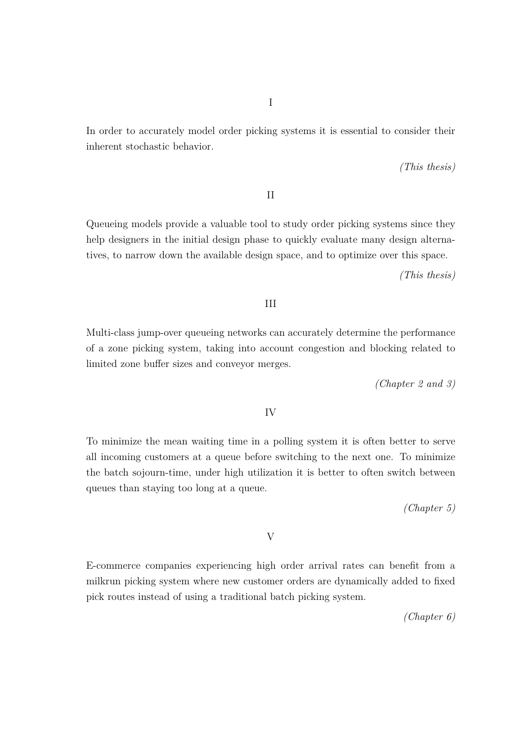I

In order to accurately model order picking systems it is essential to consider their inherent stochastic behavior.

*(This thesis)*

II

Queueing models provide a valuable tool to study order picking systems since they help designers in the initial design phase to quickly evaluate many design alternatives, to narrow down the available design space, and to optimize over this space.

*(This thesis)*

III

Multi-class jump-over queueing networks can accurately determine the performance of a zone picking system, taking into account congestion and blocking related to limited zone buffer sizes and conveyor merges.

*(Chapter 2 and 3)*

IV

To minimize the mean waiting time in a polling system it is often better to serve all incoming customers at a queue before switching to the next one. To minimize the batch sojourn-time, under high utilization it is better to often switch between queues than staying too long at a queue.

*(Chapter 5)*

V

E-commerce companies experiencing high order arrival rates can benefit from a milkrun picking system where new customer orders are dynamically added to fixed pick routes instead of using a traditional batch picking system.

*(Chapter 6)*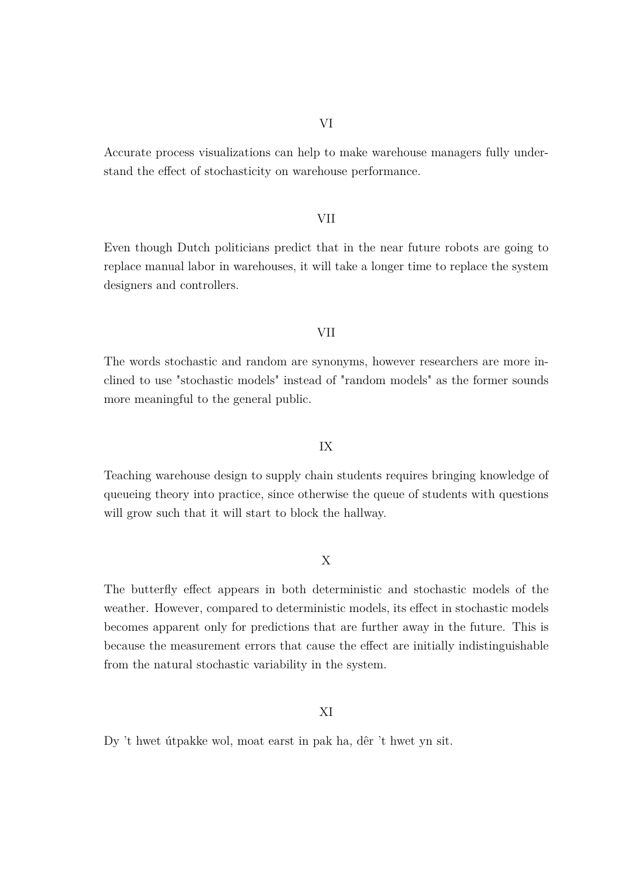VI

Accurate process visualizations can help to make warehouse managers fully understand the effect of stochasticity on warehouse performance.

VII

Even though Dutch politicians predict that in the near future robots are going to replace manual labor in warehouses, it will take a longer time to replace the system designers and controllers.

VII

The words stochastic and random are synonyms, however researchers are more inclined to use "stochastic models" instead of "random models" as the former sounds more meaningful to the general public.

IX

Teaching warehouse design to supply chain students requires bringing knowledge of queueing theory into practice, since otherwise the queue of students with questions will grow such that it will start to block the hallway.

X

The butterfly effect appears in both deterministic and stochastic models of the weather. However, compared to deterministic models, its effect in stochastic models becomes apparent only for predictions that are further away in the future. This is because the measurement errors that cause the effect are initially indistinguishable from the natural stochastic variability in the system.

XI

Dy 't hwet útpakke wol, moat earst in pak ha, dêr 't hwet yn sit.